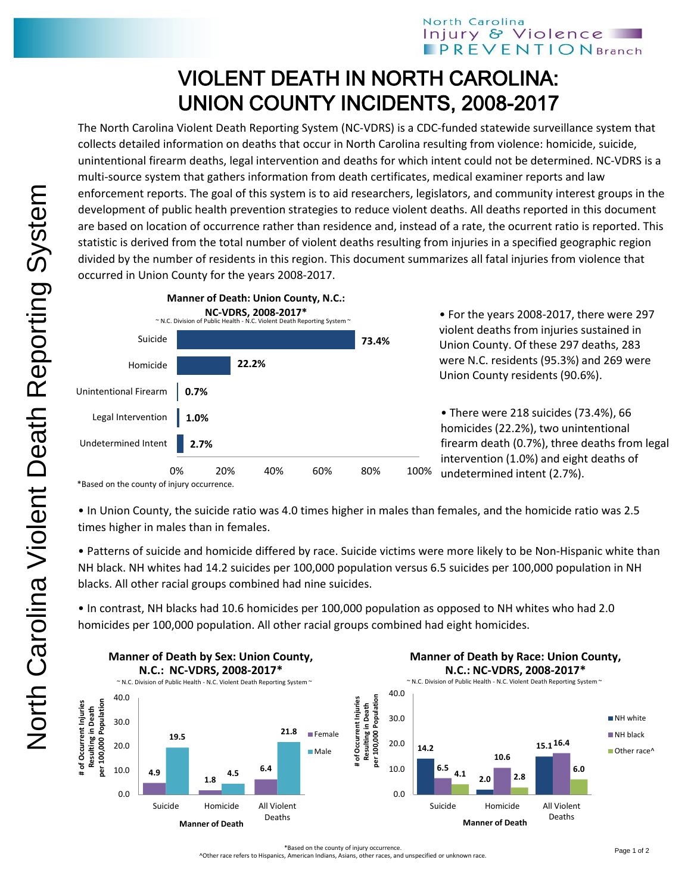# VIOLENT DEATH IN NORTH CAROLINA: UNION COUNTY INCIDENTS, 2008-2017

The North Carolina Violent Death Reporting System (NC-VDRS) is a CDC-funded statewide surveillance system that collects detailed information on deaths that occur in North Carolina resulting from violence: homicide, suicide, unintentional firearm deaths, legal intervention and deaths for which intent could not be determined. NC-VDRS is a multi-source system that gathers information from death certificates, medical examiner reports and law enforcement reports. The goal of this system is to aid researchers, legislators, and community interest groups in the development of public health prevention strategies to reduce violent deaths. All deaths reported in this document are based on location of occurrence rather than residence and, instead of a rate, the ocurrent ratio is reported. This statistic is derived from the total number of violent deaths resulting from injuries in a specified geographic region divided by the number of residents in this region. This document summarizes all fatal injuries from violence that occurred in Union County for the years 2008-2017.

**Manner of Death: Union County, N.C.: NC-VDRS, 2008-2017***

~ N.C. Division of Public Health - N.C. Violent Death Reporting System ~

| Manner of Death | Percent |
|---|---|
| Suicide | 73.4% |
| Homicide | 22.2% |
| Unintentional Firearm | 0.7% |
| Legal Intervention | 1.0% |
| Undetermined Intent | 2.7% |

*Based on the county of injury occurrence.

- For the years 2008-2017, there were 297 violent deaths from injuries sustained in Union County. Of these 297 deaths, 283 were N.C. residents (95.3%) and 269 were Union County residents (90.6%).

- There were 218 suicides (73.4%), 66 homicides (22.2%), two unintentional firearm death (0.7%), three deaths from legal intervention (1.0%) and eight deaths of undetermined intent (2.7%).

- In Union County, the suicide ratio was 4.0 times higher in males than females, and the homicide ratio was 2.5 times higher in males than in females.

- Patterns of suicide and homicide differed by race. Suicide victims were more likely to be Non-Hispanic white than NH black. NH whites had 14.2 suicides per 100,000 population versus 6.5 suicides per 100,000 population in NH blacks. All other racial groups combined had nine suicides.

- In contrast, NH blacks had 10.6 homicides per 100,000 population as opposed to NH whites who had 2.0 homicides per 100,000 population. All other racial groups combined had eight homicides.

**Manner of Death by Sex: Union County, N.C.: NC-VDRS, 2008-2017***

~ N.C. Division of Public Health - N.C. Violent Death Reporting System ~

# of Occurrent Injuries Resulting in Death per 100,000 Population

| Manner of Death | Female | Male |
|---|---|---|
| Suicide | 4.9 | 19.5 |
| Homicide | 1.8 | 4.5 |
| All Violent Deaths | 6.4 | 21.8 |

**Manner of Death by Race: Union County, N.C.: NC-VDRS, 2008-2017***

~ N.C. Division of Public Health - N.C. Violent Death Reporting System ~

# of Occurrent Injuries Resulting in Death per 100,000 Population

| Manner of Death | NH white | NH black | Other race^ |
|---|---|---|---|
| Suicide | 14.2 | 6.5 | 4.1 |
| Homicide | 2.0 | 10.6 | 2.8 |
| All Violent Deaths | 15.1 | 16.4 | 6.0 |

*Based on the county of injury occurrence.

^Other race refers to Hispanics, American Indians, Asians, other races, and unspecified or unknown race.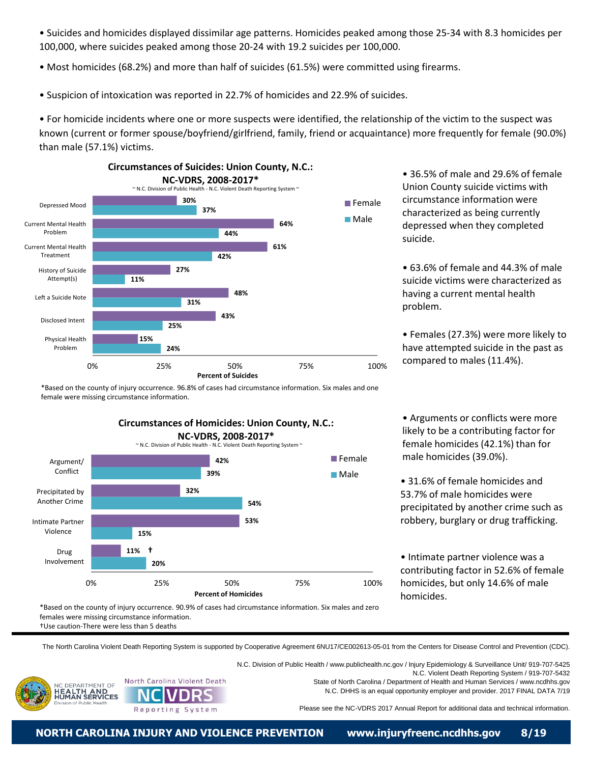• Suicides and homicides displayed dissimilar age patterns. Homicides peaked among those 25-34 with 8.3 homicides per 100,000, where suicides peaked among those 20-24 with 19.2 suicides per 100,000.

• Most homicides (68.2%) and more than half of suicides (61.5%) were committed using firearms.

• Suspicion of intoxication was reported in 22.7% of homicides and 22.9% of suicides.

• For homicide incidents where one or more suspects were identified, the relationship of the victim to the suspect was known (current or former spouse/boyfriend/girlfriend, family, friend or acquaintance) more frequently for female (90.0%) than male (57.1%) victims.

**Circumstances of Suicides: Union County, N.C.: NC-VDRS, 2008-2017***

~ N.C. Division of Public Health - N.C. Violent Death Reporting System ~

Female
Male

Depressed Mood: 30%, 37%
Current Mental Health Problem: 64%, 44%
Current Mental Health Treatment: 61%, 42%
History of Suicide Attempt(s): 27%, 11%
Left a Suicide Note: 48%, 31%
Disclosed Intent: 43%, 25%
Physical Health Problem: 15%, 24%

0% 25% 50% 75% 100%
Percent of Suicides

*Based on the county of injury occurrence. 96.8% of cases had circumstance information. Six males and one female were missing circumstance information.

• 36.5% of male and 29.6% of female Union County suicide victims with circumstance information were characterized as being currently depressed when they completed suicide.

• 63.6% of female and 44.3% of male suicide victims were characterized as having a current mental health problem.

• Females (27.3%) were more likely to have attempted suicide in the past as compared to males (11.4%).

**Circumstances of Homicides: Union County, N.C.: NC-VDRS, 2008-2017***

~ N.C. Division of Public Health - N.C. Violent Death Reporting System ~

Female
Male

Argument/ Conflict: 42%, 39%
Precipitated by Another Crime: 32%, 54%
Intimate Partner Violence: 53%, 15%
Drug Involvement: 11% †, 20%

0% 25% 50% 75% 100%
Percent of Homicides

*Based on the county of injury occurrence. 90.9% of cases had circumstance information. Six males and zero females were missing circumstance information.
†Use caution-There were less than 5 deaths

• Arguments or conflicts were more likely to be a contributing factor for female homicides (42.1%) than for male homicides (39.0%).

• 31.6% of female homicides and 53.7% of male homicides were precipitated by another crime such as robbery, burglary or drug trafficking.

• Intimate partner violence was a contributing factor in 52.6% of female homicides, but only 14.6% of male homicides.

The North Carolina Violent Death Reporting System is supported by Cooperative Agreement 6NU17/CE002613-05-01 from the Centers for Disease Control and Prevention (CDC).

N.C. Division of Public Health / www.publichealth.nc.gov / Injury Epidemiology & Surveillance Unit/ 919-707-5425
N.C. Violent Death Reporting System / 919-707-5432
State of North Carolina / Department of Health and Human Services / www.ncdhhs.gov
N.C. DHHS is an equal opportunity employer and provider. 2017 FINAL DATA 7/19

Please see the NC-VDRS 2017 Annual Report for additional data and technical information.

NORTH CAROLINA INJURY AND VIOLENCE PREVENTION www.injuryfreenc.ncdhhs.gov